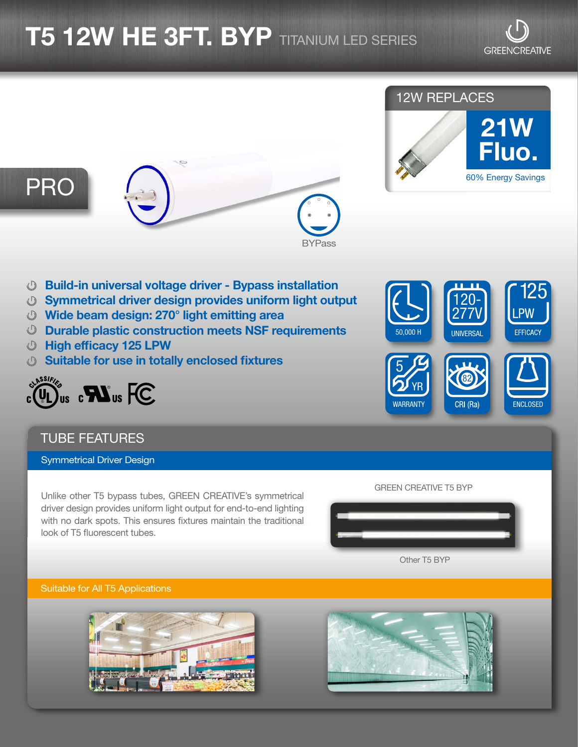# T5 12W HE 3FT. BYP TITANIUM LED SERIES

GREENCREATIVE

PRO

BYPass

## 12W REPLACES

**21W Fluo.**

60% Energy Savings

- **Build-in universal voltage driver - Bypass installation**
- **Symmetrical driver design provides uniform light output**
- **Wide beam design: 270° light emitting area**
- **Durable plastic construction meets NSF requirements**
- **High efficacy 125 LPW**
- **Suitable for use in totally enclosed fixtures**

50,000 H | 120-277V UNIVERSAL | 125 LPW EFFICACY | 5 YR WARRANTY | 82 CRI (Ra) | ENCLOSED

## TUBE FEATURES

### Symmetrical Driver Design

Unlike other T5 bypass tubes, GREEN CREATIVE's symmetrical driver design provides uniform light output for end-to-end lighting with no dark spots. This ensures fixtures maintain the traditional look of T5 fluorescent tubes.

GREEN CREATIVE T5 BYP

Other T5 BYP

### Suitable for All T5 Applications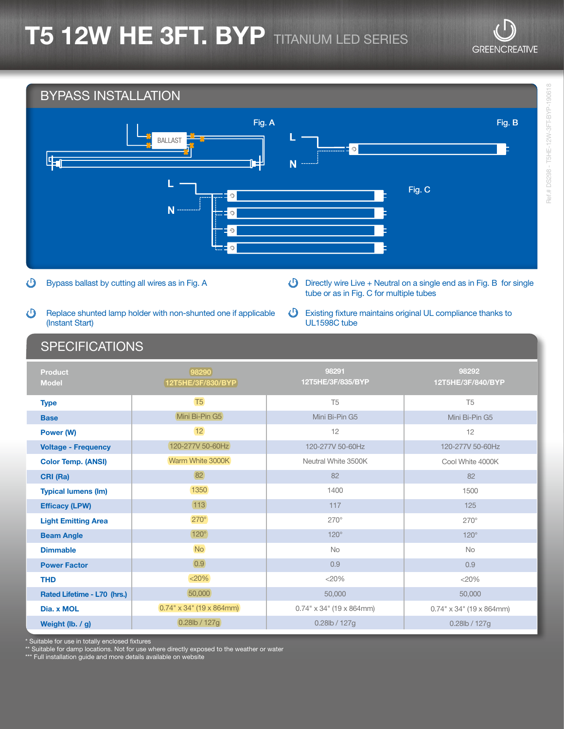# T5 12W HE 3FT. BYP TITANIUM LED SERIES

GREENCREATIVE

Ref.# DS298 - T5HE-12W-3FT-BYP-190618

## BYPASS INSTALLATION

Fig. A

BALLAST

Fig. B

L

N

Fig. C

L

N

- Bypass ballast by cutting all wires as in Fig. A
- Replace shunted lamp holder with non-shunted one if applicable (Instant Start)
- Directly wire Live + Neutral on a single end as in Fig. B for single tube or as in Fig. C for multiple tubes
- Existing fixture maintains original UL compliance thanks to UL1598C tube

## SPECIFICATIONS

| Product Model | 98290 12T5HE/3F/830/BYP | 98291 12T5HE/3F/835/BYP | 98292 12T5HE/3F/840/BYP |
|---|---|---|---|
| **Type** | T5 | T5 | T5 |
| **Base** | Mini Bi-Pin G5 | Mini Bi-Pin G5 | Mini Bi-Pin G5 |
| **Power (W)** | 12 | 12 | 12 |
| **Voltage - Frequency** | 120-277V 50-60Hz | 120-277V 50-60Hz | 120-277V 50-60Hz |
| **Color Temp. (ANSI)** | Warm White 3000K | Neutral White 3500K | Cool White 4000K |
| **CRI (Ra)** | 82 | 82 | 82 |
| **Typical lumens (lm)** | 1350 | 1400 | 1500 |
| **Efficacy (LPW)** | 113 | 117 | 125 |
| **Light Emitting Area** | 270° | 270° | 270° |
| **Beam Angle** | 120° | 120° | 120° |
| **Dimmable** | No | No | No |
| **Power Factor** | 0.9 | 0.9 | 0.9 |
| **THD** | <20% | <20% | <20% |
| **Rated Lifetime - L70 (hrs.)** | 50,000 | 50,000 | 50,000 |
| **Dia. x MOL** | 0.74" x 34" (19 x 864mm) | 0.74" x 34" (19 x 864mm) | 0.74" x 34" (19 x 864mm) |
| **Weight (lb. / g)** | 0.28lb / 127g | 0.28lb / 127g | 0.28lb / 127g |

\* Suitable for use in totally enclosed fixtures
\*\* Suitable for damp locations. Not for use where directly exposed to the weather or water
\*\*\* Full installation guide and more details available on website